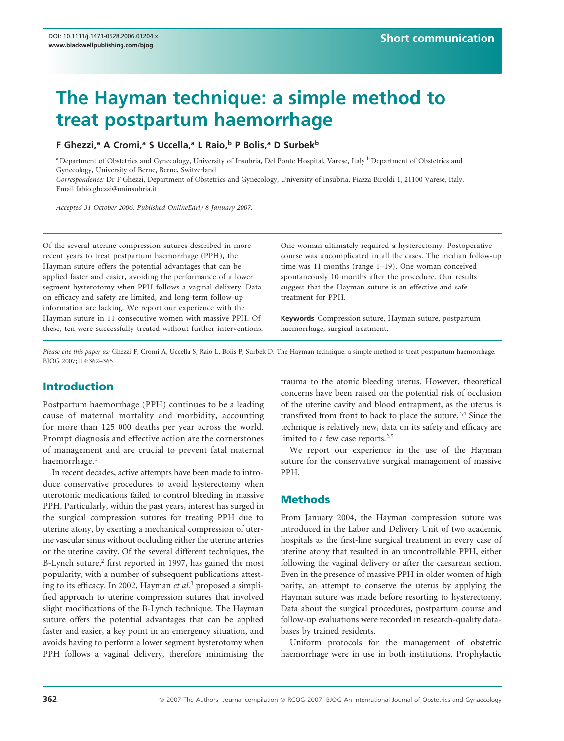DOI: 10.1111/j.1471-0528.2006.01204.x
www.blackwellpublishing.com/bjog

Short communication

# The Hayman technique: a simple method to treat postpartum haemorrhage

**F Ghezzi,[a] A Cromi,[a] S Uccella,[a] L Raio,[b] P Bolis,[a] D Surbek[b]**

[a] Department of Obstetrics and Gynecology, University of Insubria, Del Ponte Hospital, Varese, Italy [b] Department of Obstetrics and Gynecology, University of Berne, Berne, Switzerland

*Correspondence:* Dr F Ghezzi, Department of Obstetrics and Gynecology, University of Insubria, Piazza Biroldi 1, 21100 Varese, Italy. Email fabio.ghezzi@uninsubria.it

*Accepted 31 October 2006. Published OnlineEarly 8 January 2007.*

Of the several uterine compression sutures described in more recent years to treat postpartum haemorrhage (PPH), the Hayman suture offers the potential advantages that can be applied faster and easier, avoiding the performance of a lower segment hysterotomy when PPH follows a vaginal delivery. Data on efficacy and safety are limited, and long-term follow-up information are lacking. We report our experience with the Hayman suture in 11 consecutive women with massive PPH. Of these, ten were successfully treated without further interventions. One woman ultimately required a hysterectomy. Postoperative course was uncomplicated in all the cases. The median follow-up time was 11 months (range 1–19). One woman conceived spontaneously 10 months after the procedure. Our results suggest that the Hayman suture is an effective and safe treatment for PPH.

**Keywords** Compression suture, Hayman suture, postpartum haemorrhage, surgical treatment.

*Please cite this paper as:* Ghezzi F, Cromi A, Uccella S, Raio L, Bolis P, Surbek D. The Hayman technique: a simple method to treat postpartum haemorrhage. BJOG 2007;114:362–365.

## Introduction

Postpartum haemorrhage (PPH) continues to be a leading cause of maternal mortality and morbidity, accounting for more than 125 000 deaths per year across the world. Prompt diagnosis and effective action are the cornerstones of management and are crucial to prevent fatal maternal haemorrhage.[1]

In recent decades, active attempts have been made to introduce conservative procedures to avoid hysterectomy when uterotonic medications failed to control bleeding in massive PPH. Particularly, within the past years, interest has surged in the surgical compression sutures for treating PPH due to uterine atony, by exerting a mechanical compression of uterine vascular sinus without occluding either the uterine arteries or the uterine cavity. Of the several different techniques, the B-Lynch suture,[2] first reported in 1997, has gained the most popularity, with a number of subsequent publications attesting to its efficacy. In 2002, Hayman *et al.*[3] proposed a simplified approach to uterine compression sutures that involved slight modifications of the B-Lynch technique. The Hayman suture offers the potential advantages that can be applied faster and easier, a key point in an emergency situation, and avoids having to perform a lower segment hysterotomy when PPH follows a vaginal delivery, therefore minimising the trauma to the atonic bleeding uterus. However, theoretical concerns have been raised on the potential risk of occlusion of the uterine cavity and blood entrapment, as the uterus is transfixed from front to back to place the suture.[3,4] Since the technique is relatively new, data on its safety and efficacy are limited to a few case reports.[2,5]

We report our experience in the use of the Hayman suture for the conservative surgical management of massive PPH.

## Methods

From January 2004, the Hayman compression suture was introduced in the Labor and Delivery Unit of two academic hospitals as the first-line surgical treatment in every case of uterine atony that resulted in an uncontrollable PPH, either following the vaginal delivery or after the caesarean section. Even in the presence of massive PPH in older women of high parity, an attempt to conserve the uterus by applying the Hayman suture was made before resorting to hysterectomy. Data about the surgical procedures, postpartum course and follow-up evaluations were recorded in research-quality databases by trained residents.

Uniform protocols for the management of obstetric haemorrhage were in use in both institutions. Prophylactic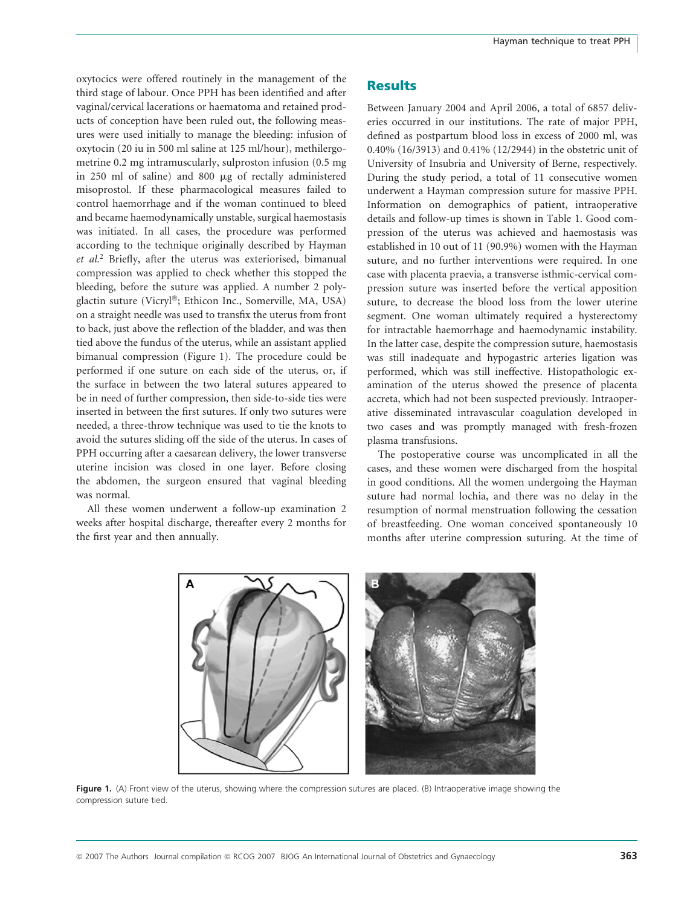oxytocics were offered routinely in the management of the third stage of labour. Once PPH has been identified and after vaginal/cervical lacerations or haematoma and retained products of conception have been ruled out, the following measures were used initially to manage the bleeding: infusion of oxytocin (20 iu in 500 ml saline at 125 ml/hour), methilergometrine 0.2 mg intramuscularly, sulproston infusion (0.5 mg in 250 ml of saline) and 800 μg of rectally administered misoprostol. If these pharmacological measures failed to control haemorrhage and if the woman continued to bleed and became haemodynamically unstable, surgical haemostasis was initiated. In all cases, the procedure was performed according to the technique originally described by Hayman *et al.*[2] Briefly, after the uterus was exteriorised, bimanual compression was applied to check whether this stopped the bleeding, before the suture was applied. A number 2 polyglactin suture (Vicryl®; Ethicon Inc., Somerville, MA, USA) on a straight needle was used to transfix the uterus from front to back, just above the reflection of the bladder, and was then tied above the fundus of the uterus, while an assistant applied bimanual compression (Figure 1). The procedure could be performed if one suture on each side of the uterus, or, if the surface in between the two lateral sutures appeared to be in need of further compression, then side-to-side ties were inserted in between the first sutures. If only two sutures were needed, a three-throw technique was used to tie the knots to avoid the sutures sliding off the side of the uterus. In cases of PPH occurring after a caesarean delivery, the lower transverse uterine incision was closed in one layer. Before closing the abdomen, the surgeon ensured that vaginal bleeding was normal.

All these women underwent a follow-up examination 2 weeks after hospital discharge, thereafter every 2 months for the first year and then annually.

## Results

Between January 2004 and April 2006, a total of 6857 deliveries occurred in our institutions. The rate of major PPH, defined as postpartum blood loss in excess of 2000 ml, was 0.40% (16/3913) and 0.41% (12/2944) in the obstetric unit of University of Insubria and University of Berne, respectively. During the study period, a total of 11 consecutive women underwent a Hayman compression suture for massive PPH. Information on demographics of patient, intraoperative details and follow-up times is shown in Table 1. Good compression of the uterus was achieved and haemostasis was established in 10 out of 11 (90.9%) women with the Hayman suture, and no further interventions were required. In one case with placenta praevia, a transverse isthmic-cervical compression suture was inserted before the vertical apposition suture, to decrease the blood loss from the lower uterine segment. One woman ultimately required a hysterectomy for intractable haemorrhage and haemodynamic instability. In the latter case, despite the compression suture, haemostasis was still inadequate and hypogastric arteries ligation was performed, which was still ineffective. Histopathologic examination of the uterus showed the presence of placenta accreta, which had not been suspected previously. Intraoperative disseminated intravascular coagulation developed in two cases and was promptly managed with fresh-frozen plasma transfusions.

The postoperative course was uncomplicated in all the cases, and these women were discharged from the hospital in good conditions. All the women undergoing the Hayman suture had normal lochia, and there was no delay in the resumption of normal menstruation following the cessation of breastfeeding. One woman conceived spontaneously 10 months after uterine compression suturing. At the time of

**Figure 1.** (A) Front view of the uterus, showing where the compression sutures are placed. (B) Intraoperative image showing the compression suture tied.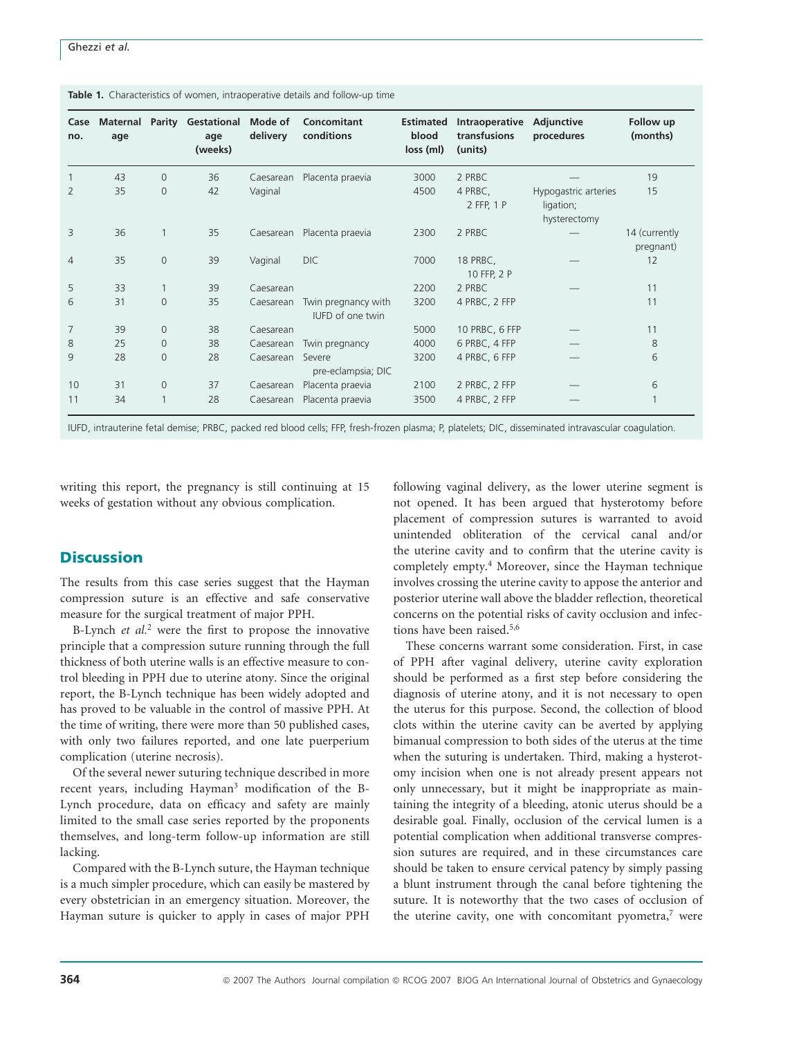**Table 1.** Characteristics of women, intraoperative details and follow-up time

| Case no. | Maternal age | Parity | Gestational age (weeks) | Mode of delivery | Concomitant conditions | Estimated blood loss (ml) | Intraoperative transfusions (units) | Adjunctive procedures | Follow up (months) |
|---|---|---|---|---|---|---|---|---|---|
| 1 | 43 | 0 | 36 | Caesarean | Placenta praevia | 3000 | 2 PRBC | — | 19 |
| 2 | 35 | 0 | 42 | Vaginal | | 4500 | 4 PRBC, 2 FFP, 1 P | Hypogastric arteries ligation; hysterectomy | 15 |
| 3 | 36 | 1 | 35 | Caesarean | Placenta praevia | 2300 | 2 PRBC | — | 14 (currently pregnant) |
| 4 | 35 | 0 | 39 | Vaginal | DIC | 7000 | 18 PRBC, 10 FFP, 2 P | — | 12 |
| 5 | 33 | 1 | 39 | Caesarean | | 2200 | 2 PRBC | — | 11 |
| 6 | 31 | 0 | 35 | Caesarean | Twin pregnancy with IUFD of one twin | 3200 | 4 PRBC, 2 FFP | — | 11 |
| 7 | 39 | 0 | 38 | Caesarean | | 5000 | 10 PRBC, 6 FFP | — | 11 |
| 8 | 25 | 0 | 38 | Caesarean | Twin pregnancy | 4000 | 6 PRBC, 4 FFP | — | 8 |
| 9 | 28 | 0 | 28 | Caesarean | Severe pre-eclampsia; DIC | 3200 | 4 PRBC, 6 FFP | — | 6 |
| 10 | 31 | 0 | 37 | Caesarean | Placenta praevia | 2100 | 2 PRBC, 2 FFP | — | 6 |
| 11 | 34 | 1 | 28 | Caesarean | Placenta praevia | 3500 | 4 PRBC, 2 FFP | — | 1 |

IUFD, intrauterine fetal demise; PRBC, packed red blood cells; FFP, fresh-frozen plasma; P, platelets; DIC, disseminated intravascular coagulation.

writing this report, the pregnancy is still continuing at 15 weeks of gestation without any obvious complication.

## Discussion

The results from this case series suggest that the Hayman compression suture is an effective and safe conservative measure for the surgical treatment of major PPH.

B-Lynch *et al.*[2] were the first to propose the innovative principle that a compression suture running through the full thickness of both uterine walls is an effective measure to control bleeding in PPH due to uterine atony. Since the original report, the B-Lynch technique has been widely adopted and has proved to be valuable in the control of massive PPH. At the time of writing, there were more than 50 published cases, with only two failures reported, and one late puerperium complication (uterine necrosis).

Of the several newer suturing technique described in more recent years, including Hayman[3] modification of the B-Lynch procedure, data on efficacy and safety are mainly limited to the small case series reported by the proponents themselves, and long-term follow-up information are still lacking.

Compared with the B-Lynch suture, the Hayman technique is a much simpler procedure, which can easily be mastered by every obstetrician in an emergency situation. Moreover, the Hayman suture is quicker to apply in cases of major PPH following vaginal delivery, as the lower uterine segment is not opened. It has been argued that hysterotomy before placement of compression sutures is warranted to avoid unintended obliteration of the cervical canal and/or the uterine cavity and to confirm that the uterine cavity is completely empty.[4] Moreover, since the Hayman technique involves crossing the uterine cavity to appose the anterior and posterior uterine wall above the bladder reflection, theoretical concerns on the potential risks of cavity occlusion and infections have been raised.[5,6]

These concerns warrant some consideration. First, in case of PPH after vaginal delivery, uterine cavity exploration should be performed as a first step before considering the diagnosis of uterine atony, and it is not necessary to open the uterus for this purpose. Second, the collection of blood clots within the uterine cavity can be averted by applying bimanual compression to both sides of the uterus at the time when the suturing is undertaken. Third, making a hysterotomy incision when one is not already present appears not only unnecessary, but it might be inappropriate as maintaining the integrity of a bleeding, atonic uterus should be a desirable goal. Finally, occlusion of the cervical lumen is a potential complication when additional transverse compression sutures are required, and in these circumstances care should be taken to ensure cervical patency by simply passing a blunt instrument through the canal before tightening the suture. It is noteworthy that the two cases of occlusion of the uterine cavity, one with concomitant pyometra,[7] were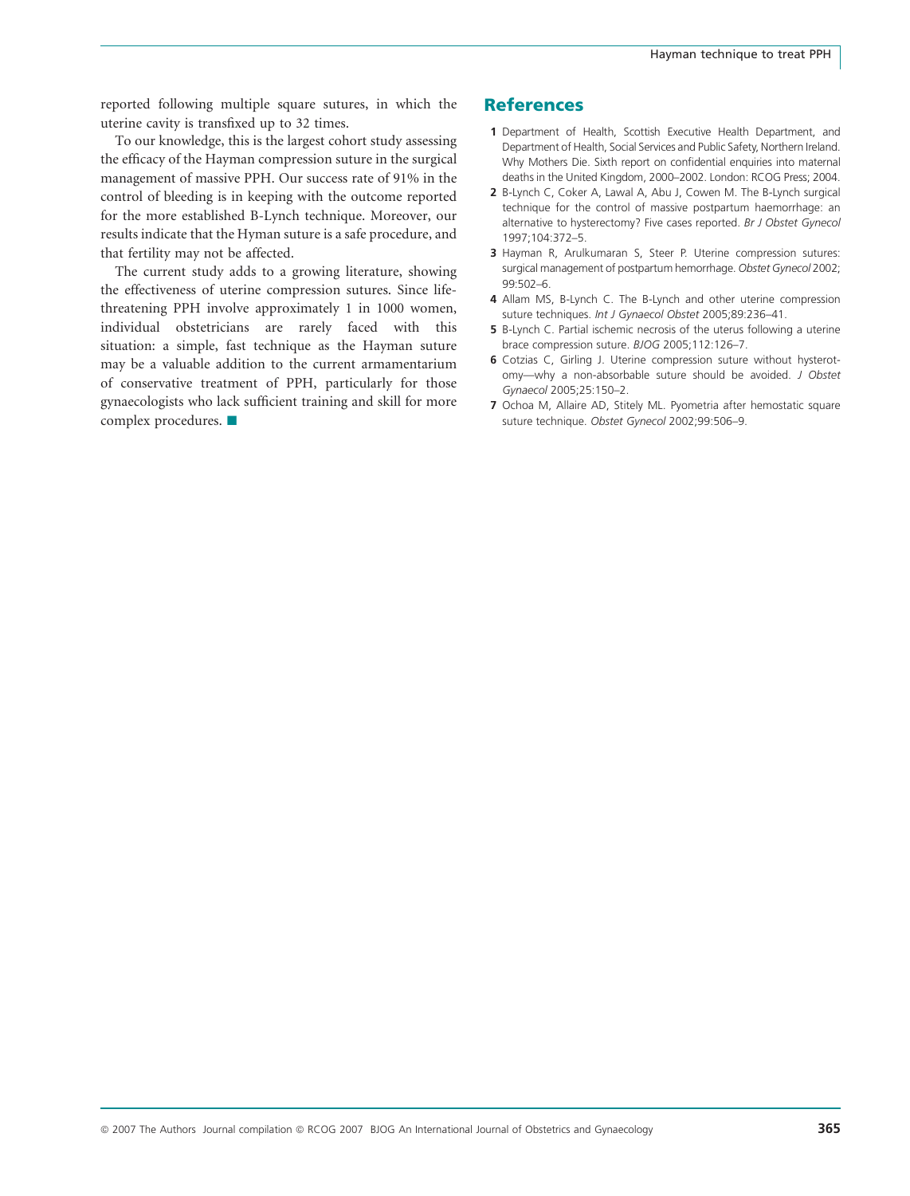reported following multiple square sutures, in which the uterine cavity is transfixed up to 32 times.

To our knowledge, this is the largest cohort study assessing the efficacy of the Hayman compression suture in the surgical management of massive PPH. Our success rate of 91% in the control of bleeding is in keeping with the outcome reported for the more established B-Lynch technique. Moreover, our results indicate that the Hyman suture is a safe procedure, and that fertility may not be affected.

The current study adds to a growing literature, showing the effectiveness of uterine compression sutures. Since life-threatening PPH involve approximately 1 in 1000 women, individual obstetricians are rarely faced with this situation: a simple, fast technique as the Hayman suture may be a valuable addition to the current armamentarium of conservative treatment of PPH, particularly for those gynaecologists who lack sufficient training and skill for more complex procedures. ■

## References

1 Department of Health, Scottish Executive Health Department, and Department of Health, Social Services and Public Safety, Northern Ireland. Why Mothers Die. Sixth report on confidential enquiries into maternal deaths in the United Kingdom, 2000–2002. London: RCOG Press; 2004.

2 B-Lynch C, Coker A, Lawal A, Abu J, Cowen M. The B-Lynch surgical technique for the control of massive postpartum haemorrhage: an alternative to hysterectomy? Five cases reported. *Br J Obstet Gynecol* 1997;104:372–5.

3 Hayman R, Arulkumaran S, Steer P. Uterine compression sutures: surgical management of postpartum hemorrhage. *Obstet Gynecol* 2002; 99:502–6.

4 Allam MS, B-Lynch C. The B-Lynch and other uterine compression suture techniques. *Int J Gynaecol Obstet* 2005;89:236–41.

5 B-Lynch C. Partial ischemic necrosis of the uterus following a uterine brace compression suture. *BJOG* 2005;112:126–7.

6 Cotzias C, Girling J. Uterine compression suture without hysterotomy—why a non-absorbable suture should be avoided. *J Obstet Gynaecol* 2005;25:150–2.

7 Ochoa M, Allaire AD, Stitely ML. Pyometria after hemostatic square suture technique. *Obstet Gynecol* 2002;99:506–9.